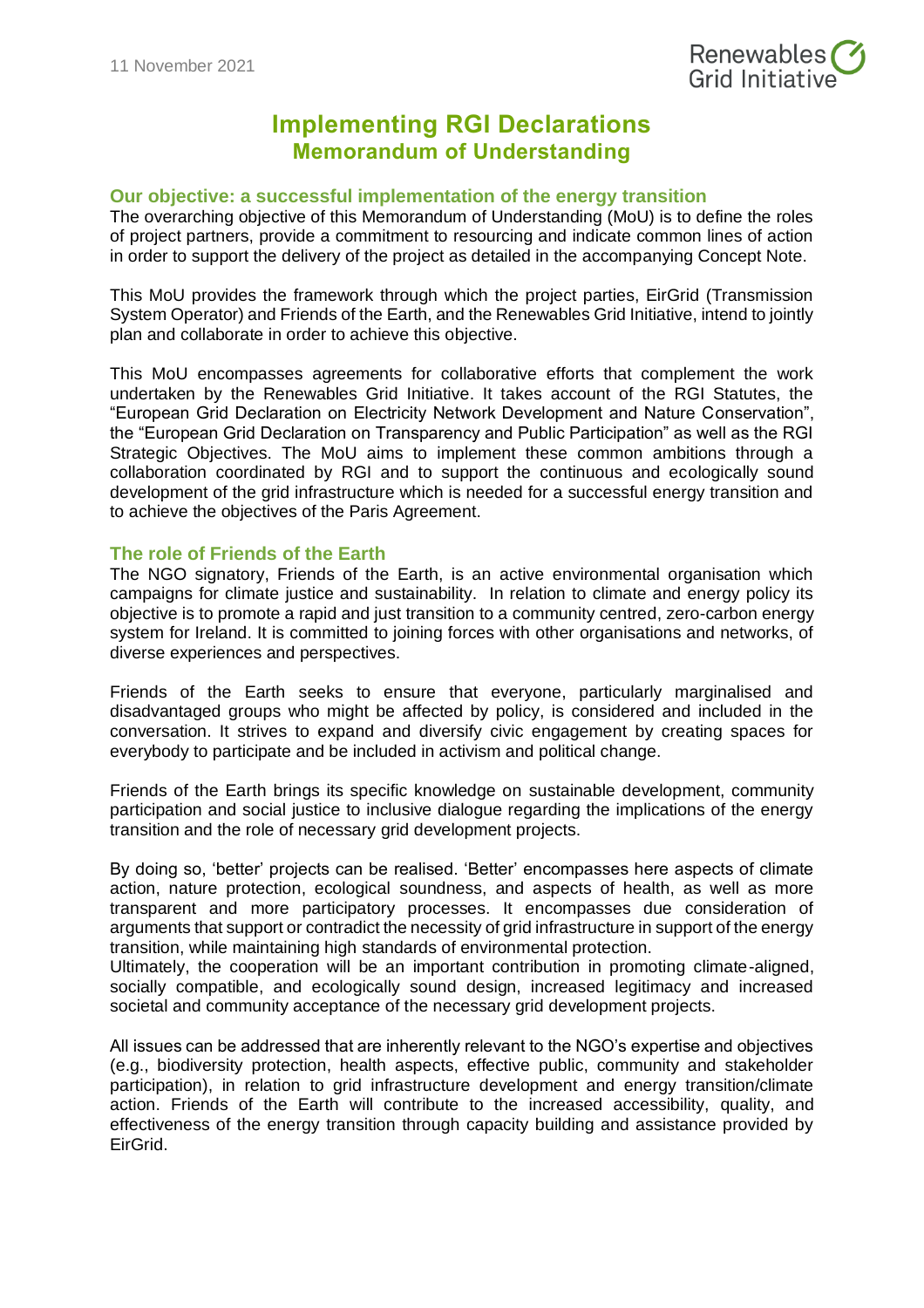11 November 2021

# Implementing RGI Declarations
## Memorandum of Understanding

### Our objective: a successful implementation of the energy transition

The overarching objective of this Memorandum of Understanding (MoU) is to define the roles of project partners, provide a commitment to resourcing and indicate common lines of action in order to support the delivery of the project as detailed in the accompanying Concept Note.

This MoU provides the framework through which the project parties, EirGrid (Transmission System Operator) and Friends of the Earth, and the Renewables Grid Initiative, intend to jointly plan and collaborate in order to achieve this objective.

This MoU encompasses agreements for collaborative efforts that complement the work undertaken by the Renewables Grid Initiative. It takes account of the RGI Statutes, the "European Grid Declaration on Electricity Network Development and Nature Conservation", the "European Grid Declaration on Transparency and Public Participation" as well as the RGI Strategic Objectives. The MoU aims to implement these common ambitions through a collaboration coordinated by RGI and to support the continuous and ecologically sound development of the grid infrastructure which is needed for a successful energy transition and to achieve the objectives of the Paris Agreement.

### The role of Friends of the Earth

The NGO signatory, Friends of the Earth, is an active environmental organisation which campaigns for climate justice and sustainability. In relation to climate and energy policy its objective is to promote a rapid and just transition to a community centred, zero-carbon energy system for Ireland. It is committed to joining forces with other organisations and networks, of diverse experiences and perspectives.

Friends of the Earth seeks to ensure that everyone, particularly marginalised and disadvantaged groups who might be affected by policy, is considered and included in the conversation. It strives to expand and diversify civic engagement by creating spaces for everybody to participate and be included in activism and political change.

Friends of the Earth brings its specific knowledge on sustainable development, community participation and social justice to inclusive dialogue regarding the implications of the energy transition and the role of necessary grid development projects.

By doing so, 'better' projects can be realised. 'Better' encompasses here aspects of climate action, nature protection, ecological soundness, and aspects of health, as well as more transparent and more participatory processes. It encompasses due consideration of arguments that support or contradict the necessity of grid infrastructure in support of the energy transition, while maintaining high standards of environmental protection.
Ultimately, the cooperation will be an important contribution in promoting climate-aligned, socially compatible, and ecologically sound design, increased legitimacy and increased societal and community acceptance of the necessary grid development projects.

All issues can be addressed that are inherently relevant to the NGO's expertise and objectives (e.g., biodiversity protection, health aspects, effective public, community and stakeholder participation), in relation to grid infrastructure development and energy transition/climate action. Friends of the Earth will contribute to the increased accessibility, quality, and effectiveness of the energy transition through capacity building and assistance provided by EirGrid.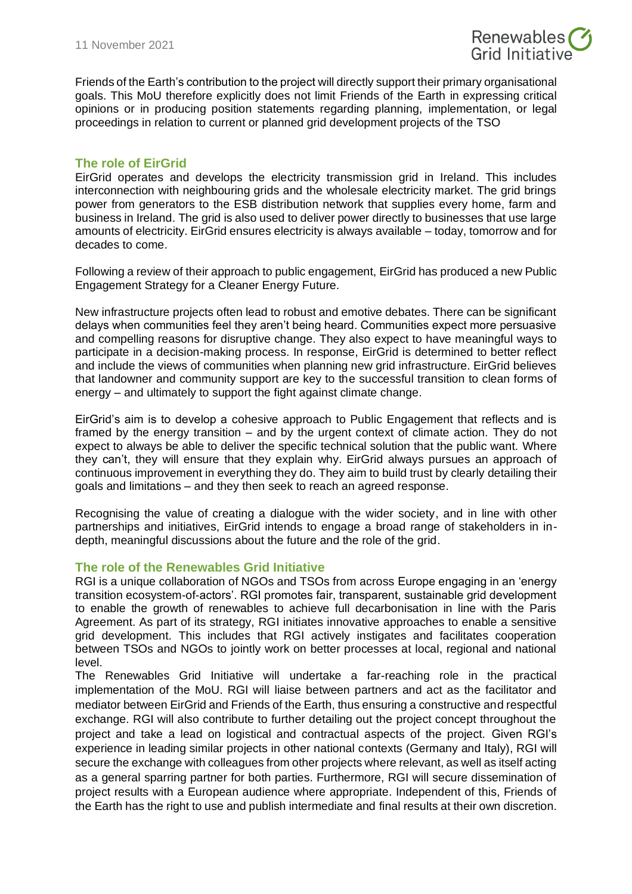Friends of the Earth's contribution to the project will directly support their primary organisational goals. This MoU therefore explicitly does not limit Friends of the Earth in expressing critical opinions or in producing position statements regarding planning, implementation, or legal proceedings in relation to current or planned grid development projects of the TSO

## The role of EirGrid

EirGrid operates and develops the electricity transmission grid in Ireland. This includes interconnection with neighbouring grids and the wholesale electricity market. The grid brings power from generators to the ESB distribution network that supplies every home, farm and business in Ireland. The grid is also used to deliver power directly to businesses that use large amounts of electricity. EirGrid ensures electricity is always available – today, tomorrow and for decades to come.

Following a review of their approach to public engagement, EirGrid has produced a new Public Engagement Strategy for a Cleaner Energy Future.

New infrastructure projects often lead to robust and emotive debates. There can be significant delays when communities feel they aren't being heard. Communities expect more persuasive and compelling reasons for disruptive change. They also expect to have meaningful ways to participate in a decision-making process. In response, EirGrid is determined to better reflect and include the views of communities when planning new grid infrastructure. EirGrid believes that landowner and community support are key to the successful transition to clean forms of energy – and ultimately to support the fight against climate change.

EirGrid's aim is to develop a cohesive approach to Public Engagement that reflects and is framed by the energy transition – and by the urgent context of climate action. They do not expect to always be able to deliver the specific technical solution that the public want. Where they can't, they will ensure that they explain why. EirGrid always pursues an approach of continuous improvement in everything they do. They aim to build trust by clearly detailing their goals and limitations – and they then seek to reach an agreed response.

Recognising the value of creating a dialogue with the wider society, and in line with other partnerships and initiatives, EirGrid intends to engage a broad range of stakeholders in in-depth, meaningful discussions about the future and the role of the grid.

## The role of the Renewables Grid Initiative

RGI is a unique collaboration of NGOs and TSOs from across Europe engaging in an 'energy transition ecosystem-of-actors'. RGI promotes fair, transparent, sustainable grid development to enable the growth of renewables to achieve full decarbonisation in line with the Paris Agreement. As part of its strategy, RGI initiates innovative approaches to enable a sensitive grid development. This includes that RGI actively instigates and facilitates cooperation between TSOs and NGOs to jointly work on better processes at local, regional and national level.

The Renewables Grid Initiative will undertake a far-reaching role in the practical implementation of the MoU. RGI will liaise between partners and act as the facilitator and mediator between EirGrid and Friends of the Earth, thus ensuring a constructive and respectful exchange. RGI will also contribute to further detailing out the project concept throughout the project and take a lead on logistical and contractual aspects of the project. Given RGI's experience in leading similar projects in other national contexts (Germany and Italy), RGI will secure the exchange with colleagues from other projects where relevant, as well as itself acting as a general sparring partner for both parties. Furthermore, RGI will secure dissemination of project results with a European audience where appropriate. Independent of this, Friends of the Earth has the right to use and publish intermediate and final results at their own discretion.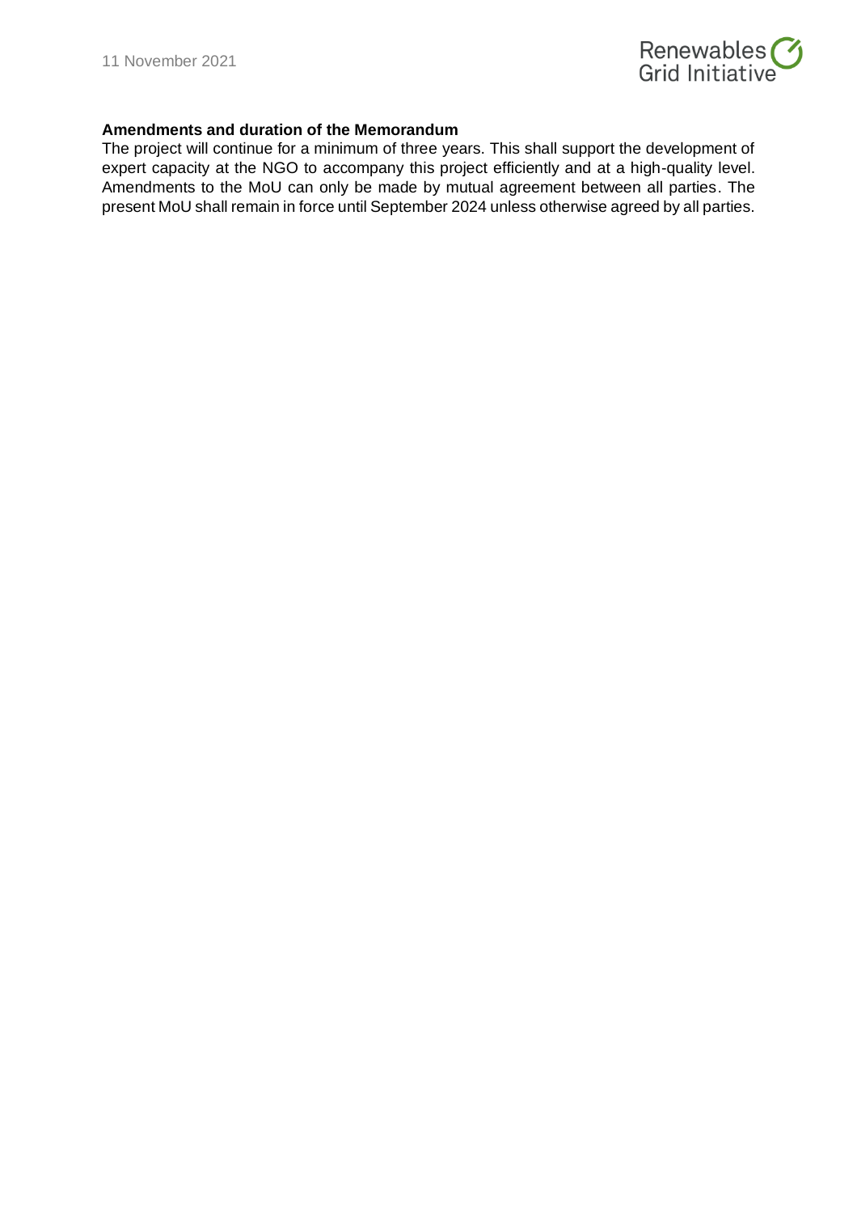**Amendments and duration of the Memorandum**

The project will continue for a minimum of three years. This shall support the development of expert capacity at the NGO to accompany this project efficiently and at a high-quality level. Amendments to the MoU can only be made by mutual agreement between all parties. The present MoU shall remain in force until September 2024 unless otherwise agreed by all parties.